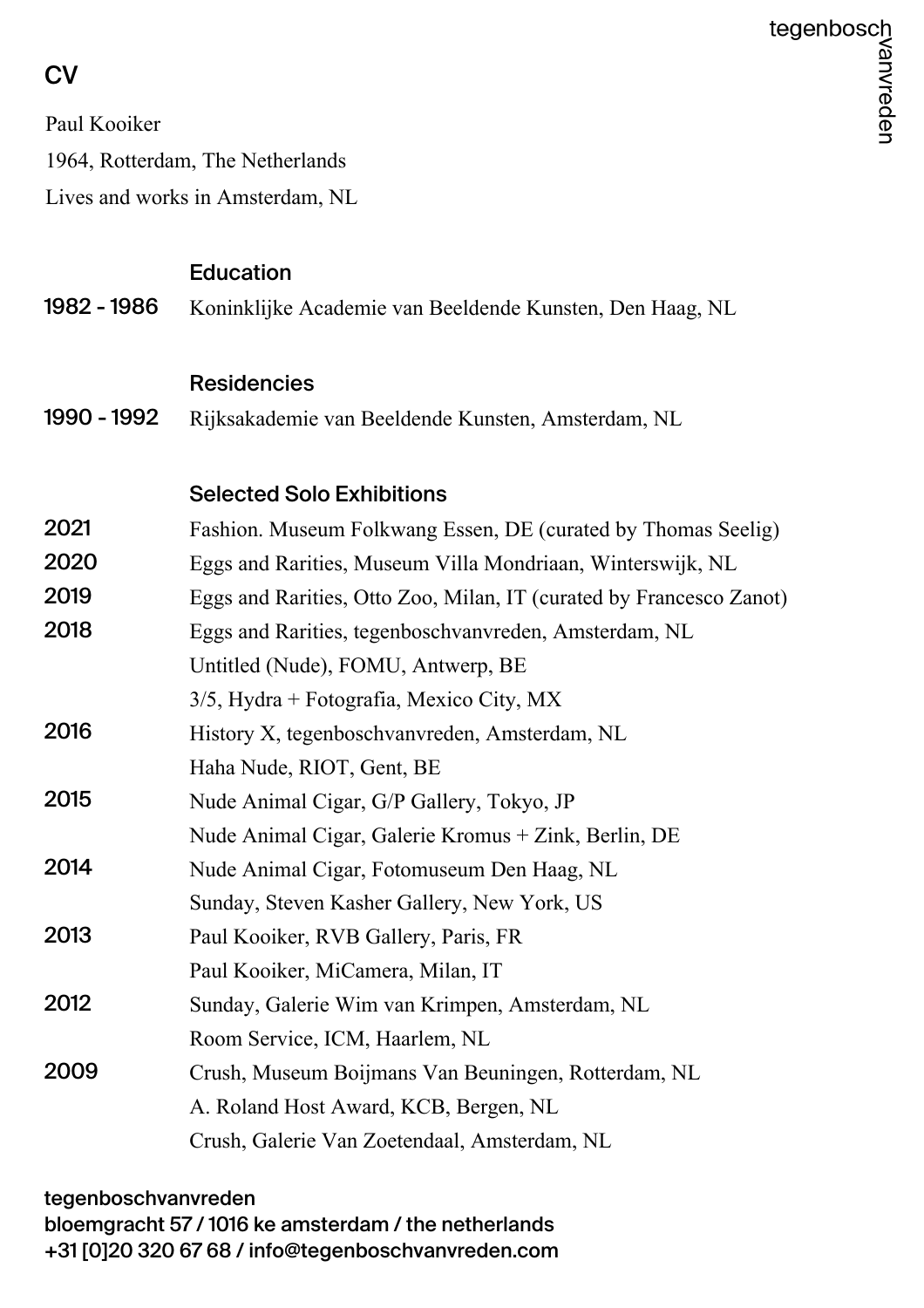# CV

Paul Kooiker

1964, Rotterdam, The Netherlands

Lives and works in Amsterdam, NL

## Education

**1982 - 1986** Koninklijke Academie van Beeldende Kunsten, Den Haag, NL

## Residencies

**1990 - 1992** Rijksakademie van Beeldende Kunsten, Amsterdam, NL

## Selected Solo Exhibitions

**2021** Fashion. Museum Folkwang Essen, DE (curated by Thomas Seelig)

**2020** Eggs and Rarities, Museum Villa Mondriaan, Winterswijk, NL

**2019** Eggs and Rarities, Otto Zoo, Milan, IT (curated by Francesco Zanot)

**2018** Eggs and Rarities, tegenboschvanvreden, Amsterdam, NL
Untitled (Nude), FOMU, Antwerp, BE
3/5, Hydra + Fotografia, Mexico City, MX

**2016** History X, tegenboschvanvreden, Amsterdam, NL
Haha Nude, RIOT, Gent, BE

**2015** Nude Animal Cigar, G/P Gallery, Tokyo, JP
Nude Animal Cigar, Galerie Kromus + Zink, Berlin, DE

**2014** Nude Animal Cigar, Fotomuseum Den Haag, NL
Sunday, Steven Kasher Gallery, New York, US

**2013** Paul Kooiker, RVB Gallery, Paris, FR
Paul Kooiker, MiCamera, Milan, IT

**2012** Sunday, Galerie Wim van Krimpen, Amsterdam, NL
Room Service, ICM, Haarlem, NL

**2009** Crush, Museum Boijmans Van Beuningen, Rotterdam, NL
A. Roland Host Award, KCB, Bergen, NL
Crush, Galerie Van Zoetendaal, Amsterdam, NL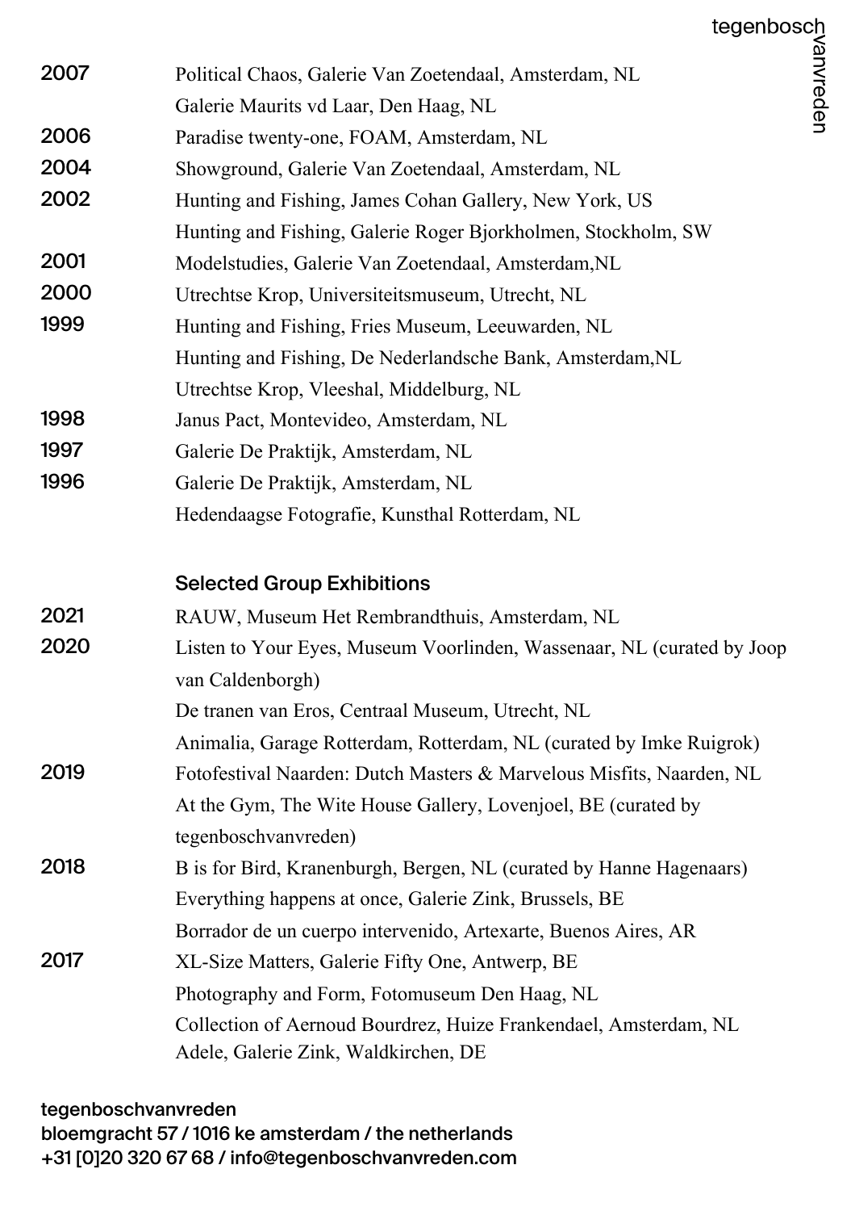2007 Political Chaos, Galerie Van Zoetendaal, Amsterdam, NL
Galerie Maurits vd Laar, Den Haag, NL

2006 Paradise twenty-one, FOAM, Amsterdam, NL

2004 Showground, Galerie Van Zoetendaal, Amsterdam, NL

2002 Hunting and Fishing, James Cohan Gallery, New York, US
Hunting and Fishing, Galerie Roger Bjorkholmen, Stockholm, SW

2001 Modelstudies, Galerie Van Zoetendaal, Amsterdam,NL

2000 Utrechtse Krop, Universiteitsmuseum, Utrecht, NL

1999 Hunting and Fishing, Fries Museum, Leeuwarden, NL
Hunting and Fishing, De Nederlandsche Bank, Amsterdam,NL
Utrechtse Krop, Vleeshal, Middelburg, NL

1998 Janus Pact, Montevideo, Amsterdam, NL

1997 Galerie De Praktijk, Amsterdam, NL

1996 Galerie De Praktijk, Amsterdam, NL
Hedendaagse Fotografie, Kunsthal Rotterdam, NL

## Selected Group Exhibitions

2021 RAUW, Museum Het Rembrandthuis, Amsterdam, NL

2020 Listen to Your Eyes, Museum Voorlinden, Wassenaar, NL (curated by Joop van Caldenborgh)
De tranen van Eros, Centraal Museum, Utrecht, NL
Animalia, Garage Rotterdam, Rotterdam, NL (curated by Imke Ruigrok)

2019 Fotofestival Naarden: Dutch Masters & Marvelous Misfits, Naarden, NL
At the Gym, The Wite House Gallery, Lovenjoel, BE (curated by tegenboschvanvreden)

2018 B is for Bird, Kranenburgh, Bergen, NL (curated by Hanne Hagenaars)
Everything happens at once, Galerie Zink, Brussels, BE
Borrador de un cuerpo intervenido, Artexarte, Buenos Aires, AR

2017 XL-Size Matters, Galerie Fifty One, Antwerp, BE
Photography and Form, Fotomuseum Den Haag, NL
Collection of Aernoud Bourdrez, Huize Frankendael, Amsterdam, NL
Adele, Galerie Zink, Waldkirchen, DE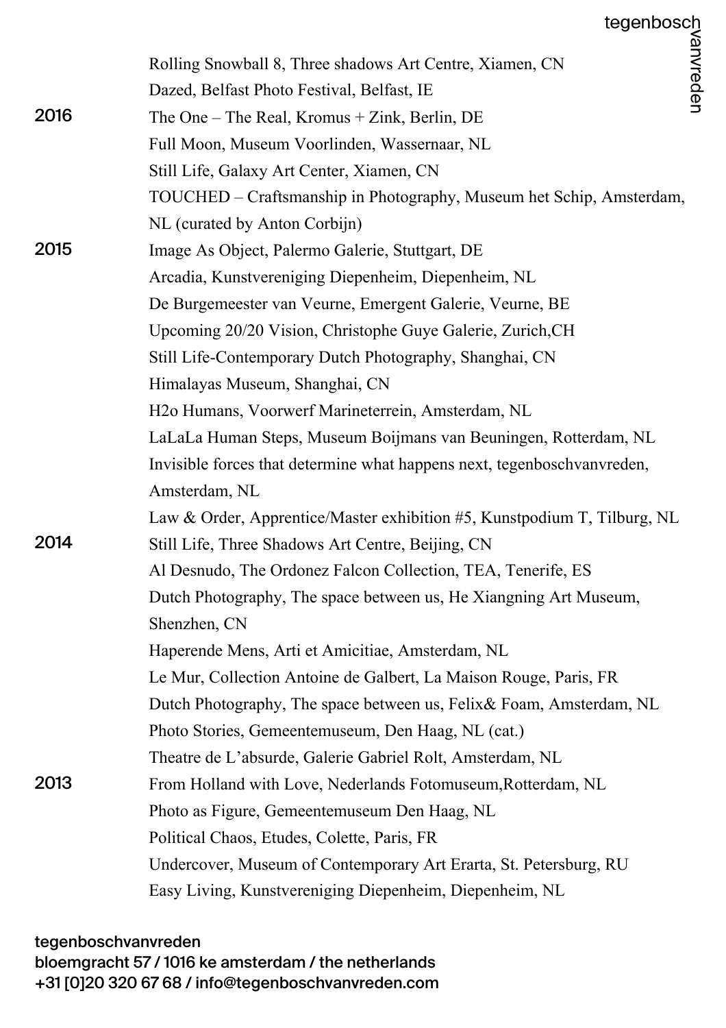Rolling Snowball 8, Three shadows Art Centre, Xiamen, CN
Dazed, Belfast Photo Festival, Belfast, IE

**2016**
The One – The Real, Kromus + Zink, Berlin, DE
Full Moon, Museum Voorlinden, Wassernaar, NL
Still Life, Galaxy Art Center, Xiamen, CN
TOUCHED – Craftsmanship in Photography, Museum het Schip, Amsterdam, NL (curated by Anton Corbijn)

**2015**
Image As Object, Palermo Galerie, Stuttgart, DE
Arcadia, Kunstvereniging Diepenheim, Diepenheim, NL
De Burgemeester van Veurne, Emergent Galerie, Veurne, BE
Upcoming 20/20 Vision, Christophe Guye Galerie, Zurich,CH
Still Life-Contemporary Dutch Photography, Shanghai, CN
Himalayas Museum, Shanghai, CN
H2o Humans, Voorwerf Marineterrein, Amsterdam, NL
LaLaLa Human Steps, Museum Boijmans van Beuningen, Rotterdam, NL
Invisible forces that determine what happens next, tegenboschvanvreden, Amsterdam, NL
Law & Order, Apprentice/Master exhibition #5, Kunstpodium T, Tilburg, NL

**2014**
Still Life, Three Shadows Art Centre, Beijing, CN
Al Desnudo, The Ordonez Falcon Collection, TEA, Tenerife, ES
Dutch Photography, The space between us, He Xiangning Art Museum, Shenzhen, CN
Haperende Mens, Arti et Amicitiae, Amsterdam, NL
Le Mur, Collection Antoine de Galbert, La Maison Rouge, Paris, FR
Dutch Photography, The space between us, Felix& Foam, Amsterdam, NL
Photo Stories, Gemeentemuseum, Den Haag, NL (cat.)
Theatre de L'absurde, Galerie Gabriel Rolt, Amsterdam, NL

**2013**
From Holland with Love, Nederlands Fotomuseum,Rotterdam, NL
Photo as Figure, Gemeentemuseum Den Haag, NL
Political Chaos, Etudes, Colette, Paris, FR
Undercover, Museum of Contemporary Art Erarta, St. Petersburg, RU
Easy Living, Kunstvereniging Diepenheim, Diepenheim, NL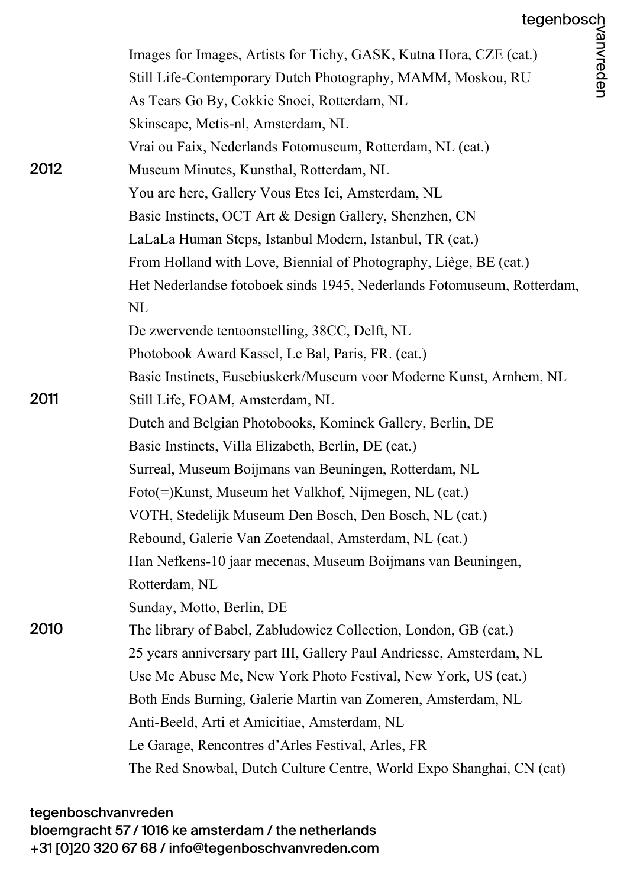Images for Images, Artists for Tichy, GASK, Kutna Hora, CZE (cat.)
Still Life-Contemporary Dutch Photography, MAMM, Moskou, RU
As Tears Go By, Cokkie Snoei, Rotterdam, NL
Skinscape, Metis-nl, Amsterdam, NL
Vrai ou Faix, Nederlands Fotomuseum, Rotterdam, NL (cat.)

**2012**

Museum Minutes, Kunsthal, Rotterdam, NL
You are here, Gallery Vous Etes Ici, Amsterdam, NL
Basic Instincts, OCT Art & Design Gallery, Shenzhen, CN
LaLaLa Human Steps, Istanbul Modern, Istanbul, TR (cat.)
From Holland with Love, Biennial of Photography, Liège, BE (cat.)
Het Nederlandse fotoboek sinds 1945, Nederlands Fotomuseum, Rotterdam, NL
De zwervende tentoonstelling, 38CC, Delft, NL
Photobook Award Kassel, Le Bal, Paris, FR. (cat.)
Basic Instincts, Eusebiuskerk/Museum voor Moderne Kunst, Arnhem, NL

**2011**

Still Life, FOAM, Amsterdam, NL
Dutch and Belgian Photobooks, Kominek Gallery, Berlin, DE
Basic Instincts, Villa Elizabeth, Berlin, DE (cat.)
Surreal, Museum Boijmans van Beuningen, Rotterdam, NL
Foto(=)Kunst, Museum het Valkhof, Nijmegen, NL (cat.)
VOTH, Stedelijk Museum Den Bosch, Den Bosch, NL (cat.)
Rebound, Galerie Van Zoetendaal, Amsterdam, NL (cat.)
Han Nefkens-10 jaar mecenas, Museum Boijmans van Beuningen, Rotterdam, NL
Sunday, Motto, Berlin, DE

**2010**

The library of Babel, Zabludowicz Collection, London, GB (cat.)
25 years anniversary part III, Gallery Paul Andriesse, Amsterdam, NL
Use Me Abuse Me, New York Photo Festival, New York, US (cat.)
Both Ends Burning, Galerie Martin van Zomeren, Amsterdam, NL
Anti-Beeld, Arti et Amicitiae, Amsterdam, NL
Le Garage, Rencontres d'Arles Festival, Arles, FR
The Red Snowbal, Dutch Culture Centre, World Expo Shanghai, CN (cat)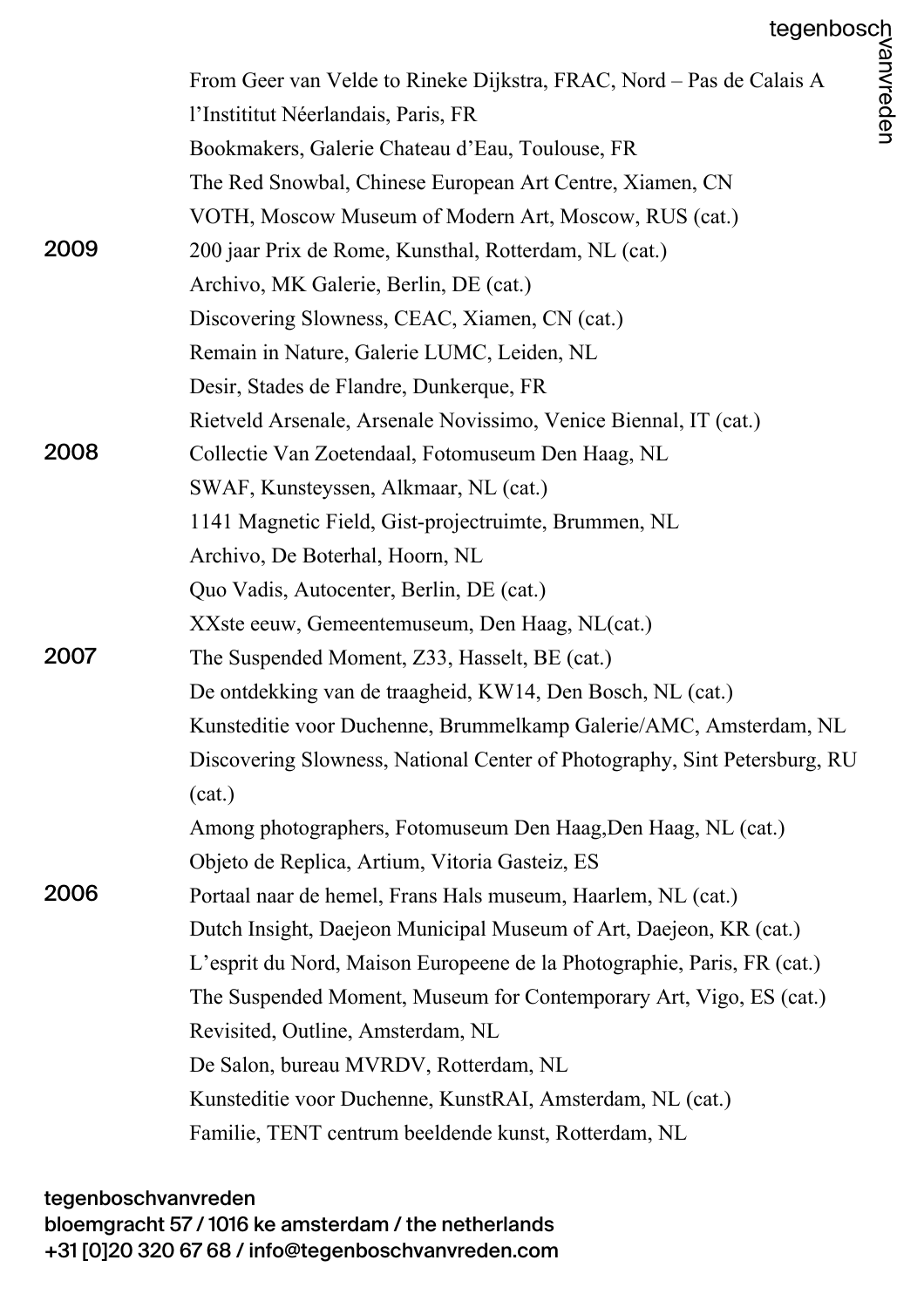From Geer van Velde to Rineke Dijkstra, FRAC, Nord – Pas de Calais A l'Instititut Néerlandais, Paris, FR
Bookmakers, Galerie Chateau d'Eau, Toulouse, FR
The Red Snowbal, Chinese European Art Centre, Xiamen, CN
VOTH, Moscow Museum of Modern Art, Moscow, RUS (cat.)

**2009**
200 jaar Prix de Rome, Kunsthal, Rotterdam, NL (cat.)
Archivo, MK Galerie, Berlin, DE (cat.)
Discovering Slowness, CEAC, Xiamen, CN (cat.)
Remain in Nature, Galerie LUMC, Leiden, NL
Desir, Stades de Flandre, Dunkerque, FR
Rietveld Arsenale, Arsenale Novissimo, Venice Biennal, IT (cat.)

**2008**
Collectie Van Zoetendaal, Fotomuseum Den Haag, NL
SWAF, Kunsteyssen, Alkmaar, NL (cat.)
1141 Magnetic Field, Gist-projectruimte, Brummen, NL
Archivo, De Boterhal, Hoorn, NL
Quo Vadis, Autocenter, Berlin, DE (cat.)
XXste eeuw, Gemeentemuseum, Den Haag, NL(cat.)

**2007**
The Suspended Moment, Z33, Hasselt, BE (cat.)
De ontdekking van de traagheid, KW14, Den Bosch, NL (cat.)
Kunsteditie voor Duchenne, Brummelkamp Galerie/AMC, Amsterdam, NL
Discovering Slowness, National Center of Photography, Sint Petersburg, RU (cat.)
Among photographers, Fotomuseum Den Haag,Den Haag, NL (cat.)
Objeto de Replica, Artium, Vitoria Gasteiz, ES

**2006**
Portaal naar de hemel, Frans Hals museum, Haarlem, NL (cat.)
Dutch Insight, Daejeon Municipal Museum of Art, Daejeon, KR (cat.)
L'esprit du Nord, Maison Europeene de la Photographie, Paris, FR (cat.)
The Suspended Moment, Museum for Contemporary Art, Vigo, ES (cat.)
Revisited, Outline, Amsterdam, NL
De Salon, bureau MVRDV, Rotterdam, NL
Kunsteditie voor Duchenne, KunstRAI, Amsterdam, NL (cat.)
Familie, TENT centrum beeldende kunst, Rotterdam, NL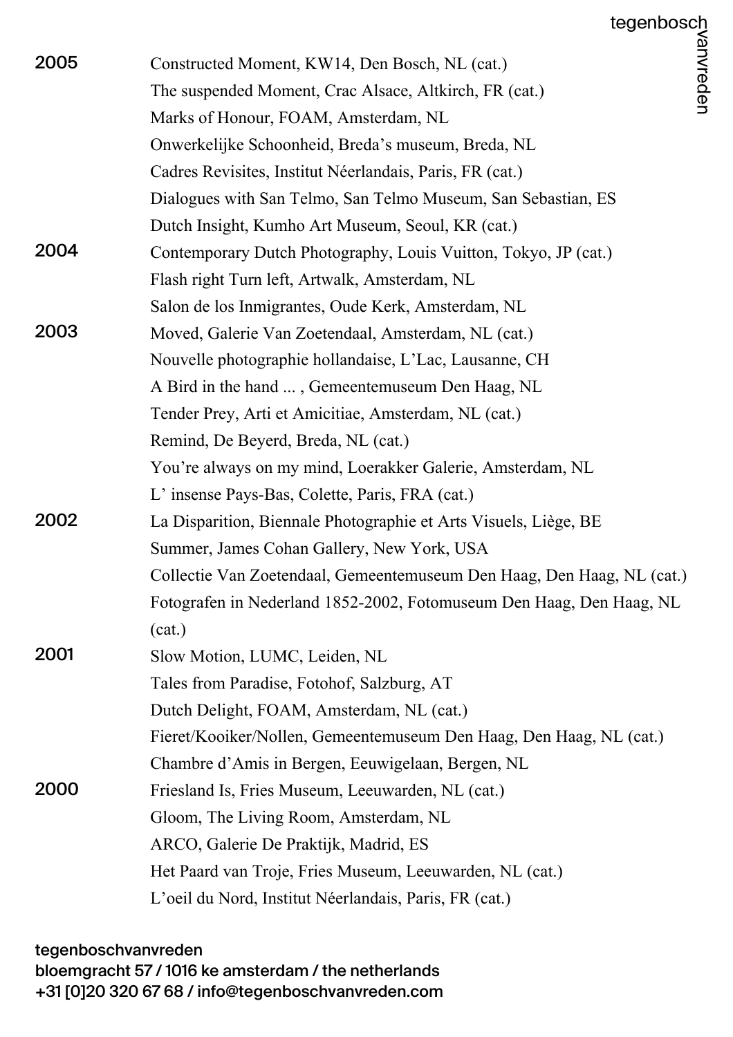**2005**

Constructed Moment, KW14, Den Bosch, NL (cat.)
The suspended Moment, Crac Alsace, Altkirch, FR (cat.)
Marks of Honour, FOAM, Amsterdam, NL
Onwerkelijke Schoonheid, Breda's museum, Breda, NL
Cadres Revisites, Institut Néerlandais, Paris, FR (cat.)
Dialogues with San Telmo, San Telmo Museum, San Sebastian, ES
Dutch Insight, Kumho Art Museum, Seoul, KR (cat.)

**2004**

Contemporary Dutch Photography, Louis Vuitton, Tokyo, JP (cat.)
Flash right Turn left, Artwalk, Amsterdam, NL
Salon de los Inmigrantes, Oude Kerk, Amsterdam, NL

**2003**

Moved, Galerie Van Zoetendaal, Amsterdam, NL (cat.)
Nouvelle photographie hollandaise, L'Lac, Lausanne, CH
A Bird in the hand ... , Gemeentemuseum Den Haag, NL
Tender Prey, Arti et Amicitiae, Amsterdam, NL (cat.)
Remind, De Beyerd, Breda, NL (cat.)
You're always on my mind, Loerakker Galerie, Amsterdam, NL
L' insense Pays-Bas, Colette, Paris, FRA (cat.)

**2002**

La Disparition, Biennale Photographie et Arts Visuels, Liège, BE
Summer, James Cohan Gallery, New York, USA
Collectie Van Zoetendaal, Gemeentemuseum Den Haag, Den Haag, NL (cat.)
Fotografen in Nederland 1852-2002, Fotomuseum Den Haag, Den Haag, NL (cat.)

**2001**

Slow Motion, LUMC, Leiden, NL
Tales from Paradise, Fotohof, Salzburg, AT
Dutch Delight, FOAM, Amsterdam, NL (cat.)
Fieret/Kooiker/Nollen, Gemeentemuseum Den Haag, Den Haag, NL (cat.)
Chambre d'Amis in Bergen, Eeuwigelaan, Bergen, NL

**2000**

Friesland Is, Fries Museum, Leeuwarden, NL (cat.)
Gloom, The Living Room, Amsterdam, NL
ARCO, Galerie De Praktijk, Madrid, ES
Het Paard van Troje, Fries Museum, Leeuwarden, NL (cat.)
L'oeil du Nord, Institut Néerlandais, Paris, FR (cat.)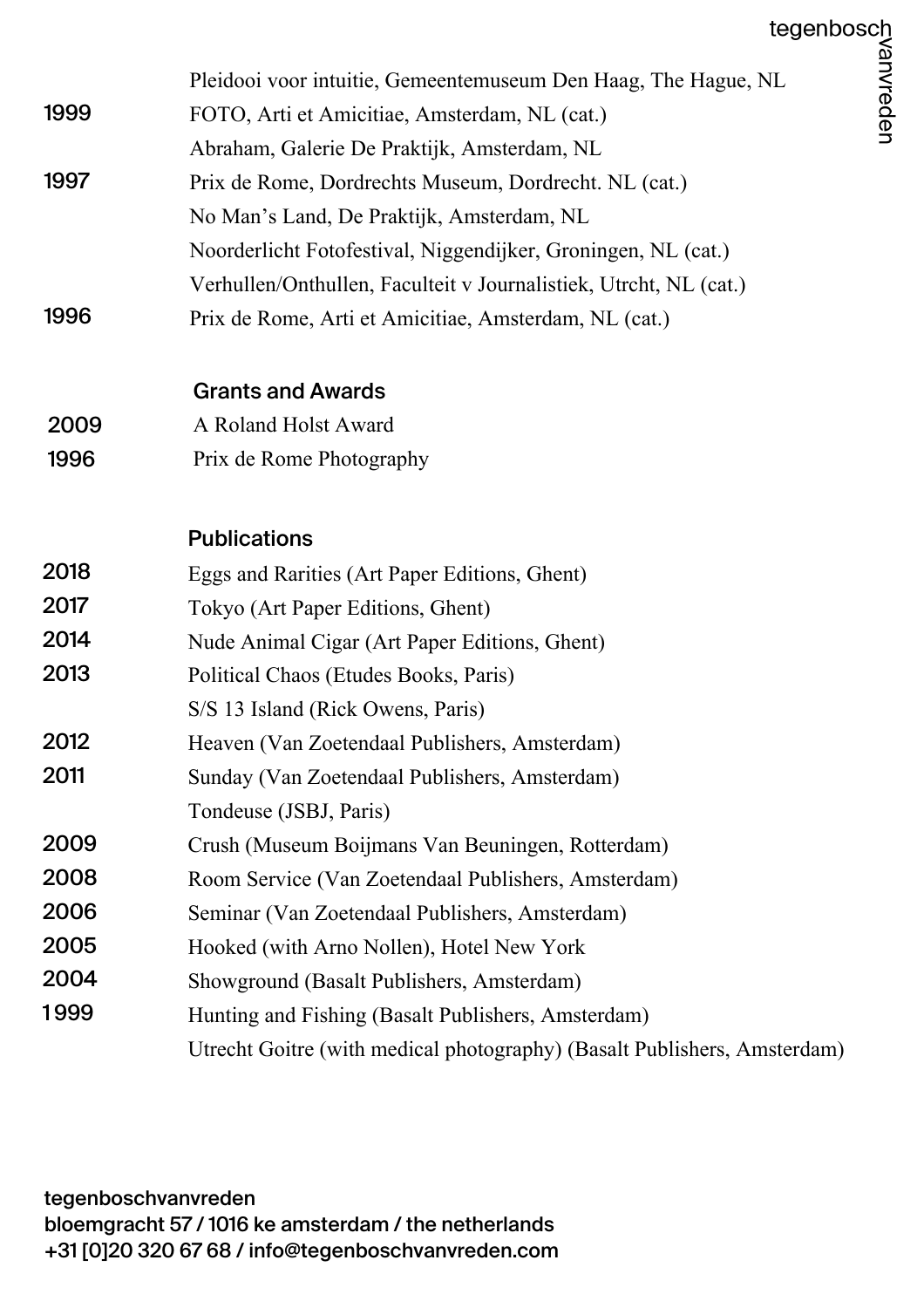| | |
|---|---|
| | Pleidooi voor intuitie, Gemeentemuseum Den Haag, The Hague, NL |
| 1999 | FOTO, Arti et Amicitiae, Amsterdam, NL (cat.) |
| | Abraham, Galerie De Praktijk, Amsterdam, NL |
| 1997 | Prix de Rome, Dordrechts Museum, Dordrecht. NL (cat.) |
| | No Man's Land, De Praktijk, Amsterdam, NL |
| | Noorderlicht Fotofestival, Niggendijker, Groningen, NL (cat.) |
| | Verhullen/Onthullen, Faculteit v Journalistiek, Utrcht, NL (cat.) |
| 1996 | Prix de Rome, Arti et Amicitiae, Amsterdam, NL (cat.) |

## Grants and Awards

| | |
|---|---|
| 2009 | A Roland Holst Award |
| 1996 | Prix de Rome Photography |

## Publications

| | |
|---|---|
| 2018 | Eggs and Rarities (Art Paper Editions, Ghent) |
| 2017 | Tokyo (Art Paper Editions, Ghent) |
| 2014 | Nude Animal Cigar (Art Paper Editions, Ghent) |
| 2013 | Political Chaos (Etudes Books, Paris) |
| | S/S 13 Island (Rick Owens, Paris) |
| 2012 | Heaven (Van Zoetendaal Publishers, Amsterdam) |
| 2011 | Sunday (Van Zoetendaal Publishers, Amsterdam) |
| | Tondeuse (JSBJ, Paris) |
| 2009 | Crush (Museum Boijmans Van Beuningen, Rotterdam) |
| 2008 | Room Service (Van Zoetendaal Publishers, Amsterdam) |
| 2006 | Seminar (Van Zoetendaal Publishers, Amsterdam) |
| 2005 | Hooked (with Arno Nollen), Hotel New York |
| 2004 | Showground (Basalt Publishers, Amsterdam) |
| 1999 | Hunting and Fishing (Basalt Publishers, Amsterdam) |
| | Utrecht Goitre (with medical photography) (Basalt Publishers, Amsterdam) |